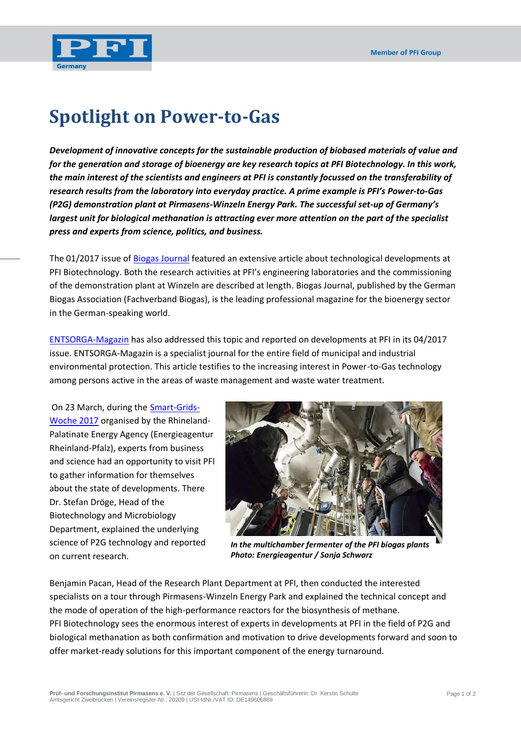# Spotlight on Power-to-Gas

***Development of innovative concepts for the sustainable production of biobased materials of value and for the generation and storage of bioenergy are key research topics at PFI Biotechnology. In this work, the main interest of the scientists and engineers at PFI is constantly focussed on the transferability of research results from the laboratory into everyday practice. A prime example is PFI's Power-to-Gas (P2G) demonstration plant at Pirmasens-Winzeln Energy Park. The successful set-up of Germany's largest unit for biological methanation is attracting ever more attention on the part of the specialist press and experts from science, politics, and business.***

The 01/2017 issue of Biogas Journal featured an extensive article about technological developments at PFI Biotechnology. Both the research activities at PFI's engineering laboratories and the commissioning of the demonstration plant at Winzeln are described at length. Biogas Journal, published by the German Biogas Association (Fachverband Biogas), is the leading professional magazine for the bioenergy sector in the German-speaking world.

ENTSORGA-Magazin has also addressed this topic and reported on developments at PFI in its 04/2017 issue. ENTSORGA-Magazin is a specialist journal for the entire field of municipal and industrial environmental protection. This article testifies to the increasing interest in Power-to-Gas technology among persons active in the areas of waste management and waste water treatment.

On 23 March, during the Smart-Grids-Woche 2017 organised by the Rhineland-Palatinate Energy Agency (Energieagentur Rheinland-Pfalz), experts from business and science had an opportunity to visit PFI to gather information for themselves about the state of developments. There Dr. Stefan Dröge, Head of the Biotechnology and Microbiology Department, explained the underlying science of P2G technology and reported on current research.

***In the multichamber fermenter of the PFI biogas plants***
***Photo: Energieagentur / Sonja Schwarz***

Benjamin Pacan, Head of the Research Plant Department at PFI, then conducted the interested specialists on a tour through Pirmasens-Winzeln Energy Park and explained the technical concept and the mode of operation of the high-performance reactors for the biosynthesis of methane.
PFI Biotechnology sees the enormous interest of experts in developments at PFI in the field of P2G and biological methanation as both confirmation and motivation to drive developments forward and soon to offer market-ready solutions for this important component of the energy turnaround.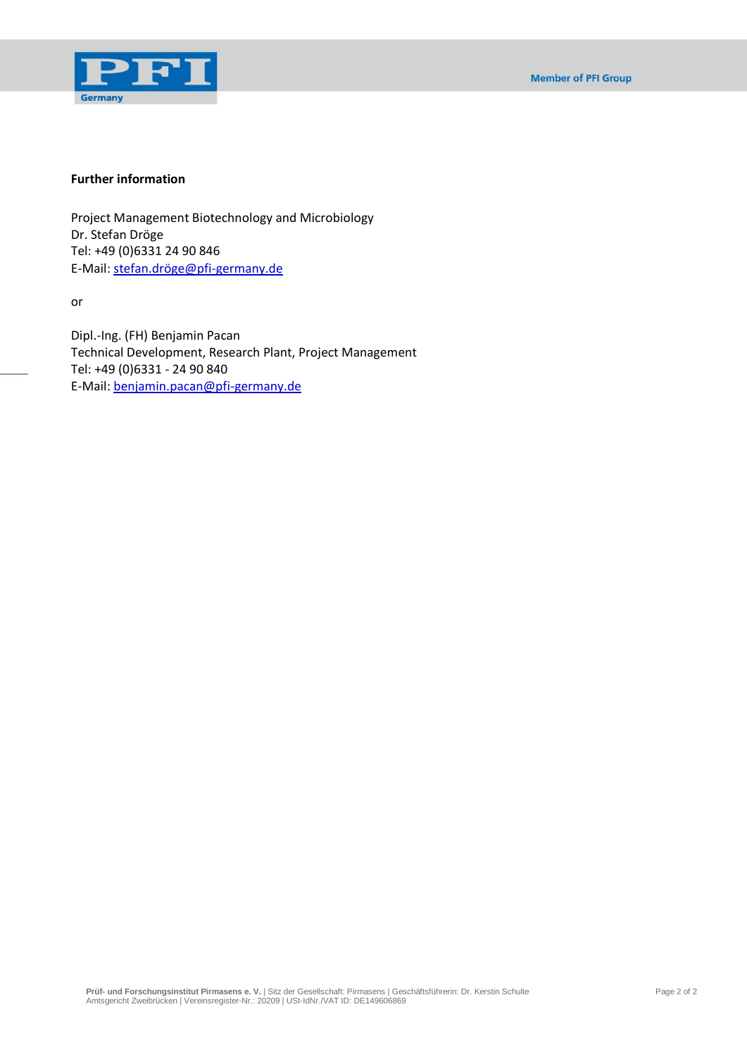**Further information**

Project Management Biotechnology and Microbiology
Dr. Stefan Dröge
Tel: +49 (0)6331 24 90 846
E-Mail: stefan.dröge@pfi-germany.de

or

Dipl.-Ing. (FH) Benjamin Pacan
Technical Development, Research Plant, Project Management
Tel: +49 (0)6331 - 24 90 840
E-Mail: benjamin.pacan@pfi-germany.de